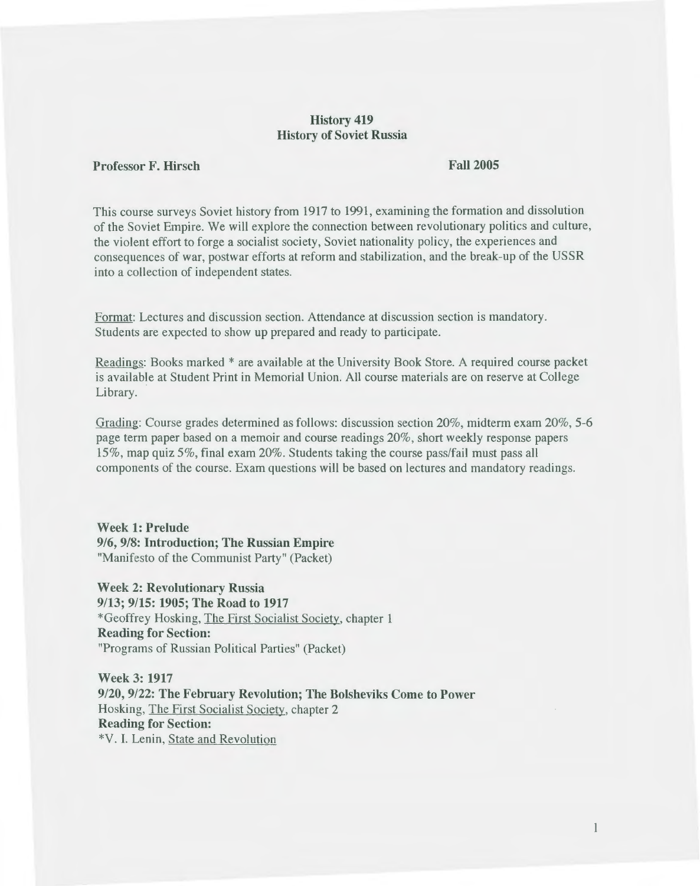# History 419
## History of Soviet Russia

**Professor F. Hirsch** **Fall 2005**

This course surveys Soviet history from 1917 to 1991, examining the formation and dissolution of the Soviet Empire. We will explore the connection between revolutionary politics and culture, the violent effort to forge a socialist society, Soviet nationality policy, the experiences and consequences of war, postwar efforts at reform and stabilization, and the break-up of the USSR into a collection of independent states.

Format: Lectures and discussion section. Attendance at discussion section is mandatory. Students are expected to show up prepared and ready to participate.

Readings: Books marked * are available at the University Book Store. A required course packet is available at Student Print in Memorial Union. All course materials are on reserve at College Library.

Grading: Course grades determined as follows: discussion section 20%, midterm exam 20%, 5-6 page term paper based on a memoir and course readings 20%, short weekly response papers 15%, map quiz 5%, final exam 20%. Students taking the course pass/fail must pass all components of the course. Exam questions will be based on lectures and mandatory readings.

**Week 1: Prelude**
**9/6, 9/8: Introduction; The Russian Empire**
"Manifesto of the Communist Party" (Packet)

**Week 2: Revolutionary Russia**
**9/13; 9/15: 1905; The Road to 1917**
*Geoffrey Hosking, The First Socialist Society, chapter 1
**Reading for Section:**
"Programs of Russian Political Parties" (Packet)

**Week 3: 1917**
**9/20, 9/22: The February Revolution; The Bolsheviks Come to Power**
Hosking, The First Socialist Society, chapter 2
**Reading for Section:**
*V. I. Lenin, State and Revolution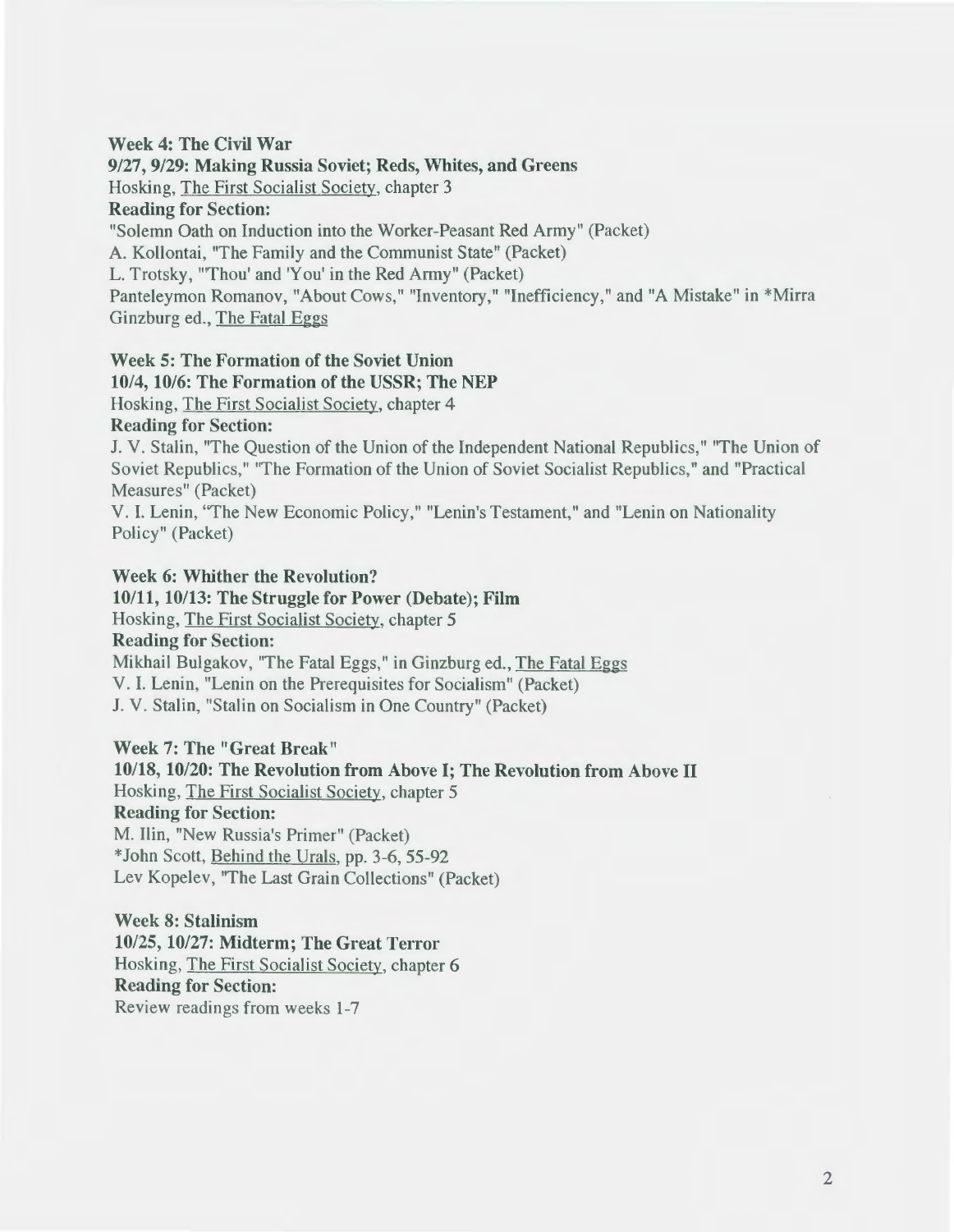**Week 4: The Civil War**

**9/27, 9/29: Making Russia Soviet; Reds, Whites, and Greens**

Hosking, The First Socialist Society, chapter 3

**Reading for Section:**

"Solemn Oath on Induction into the Worker-Peasant Red Army" (Packet)

A. Kollontai, "The Family and the Communist State" (Packet)

L. Trotsky, "'Thou' and 'You' in the Red Army" (Packet)

Panteleymon Romanov, "About Cows," "Inventory," "Inefficiency," and "A Mistake" in *Mirra Ginzburg ed., The Fatal Eggs

**Week 5: The Formation of the Soviet Union**

**10/4, 10/6: The Formation of the USSR; The NEP**

Hosking, The First Socialist Society, chapter 4

**Reading for Section:**

J. V. Stalin, "The Question of the Union of the Independent National Republics," "The Union of Soviet Republics," "The Formation of the Union of Soviet Socialist Republics," and "Practical Measures" (Packet)

V. I. Lenin, "The New Economic Policy," "Lenin's Testament," and "Lenin on Nationality Policy" (Packet)

**Week 6: Whither the Revolution?**

**10/11, 10/13: The Struggle for Power (Debate); Film**

Hosking, The First Socialist Society, chapter 5

**Reading for Section:**

Mikhail Bulgakov, "The Fatal Eggs," in Ginzburg ed., The Fatal Eggs

V. I. Lenin, "Lenin on the Prerequisites for Socialism" (Packet)

J. V. Stalin, "Stalin on Socialism in One Country" (Packet)

**Week 7: The "Great Break"**

**10/18, 10/20: The Revolution from Above I; The Revolution from Above II**

Hosking, The First Socialist Society, chapter 5

**Reading for Section:**

M. Ilin, "New Russia's Primer" (Packet)

*John Scott, Behind the Urals, pp. 3-6, 55-92

Lev Kopelev, "The Last Grain Collections" (Packet)

**Week 8: Stalinism**

**10/25, 10/27: Midterm; The Great Terror**

Hosking, The First Socialist Society, chapter 6

**Reading for Section:**

Review readings from weeks 1-7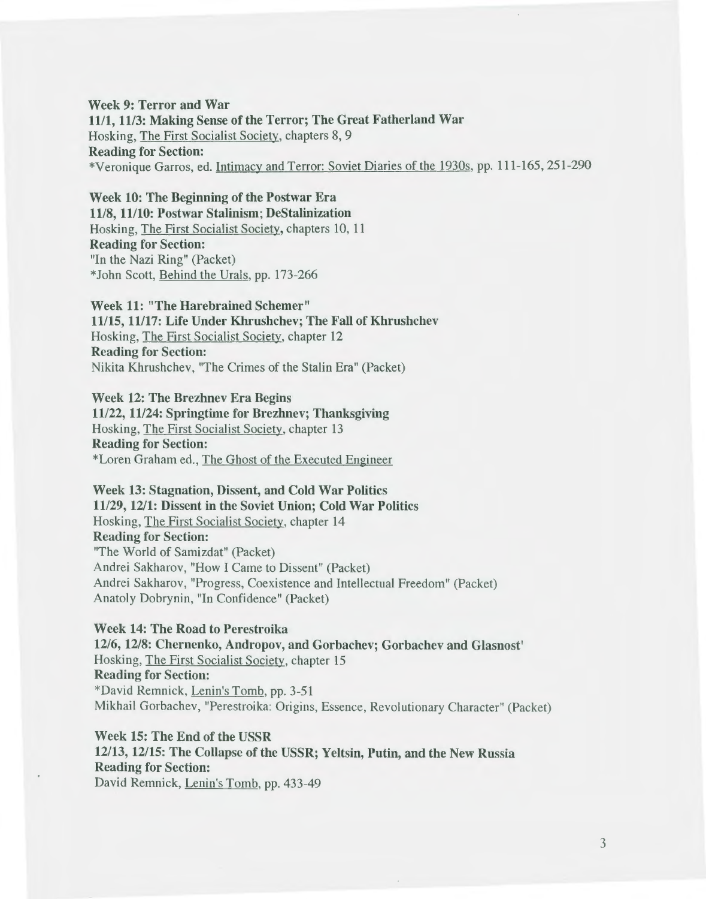**Week 9: Terror and War**
**11/1, 11/3: Making Sense of the Terror; The Great Fatherland War**
Hosking, The First Socialist Society, chapters 8, 9
**Reading for Section:**
*Veronique Garros, ed. Intimacy and Terror: Soviet Diaries of the 1930s, pp. 111-165, 251-290

**Week 10: The Beginning of the Postwar Era**
**11/8, 11/10: Postwar Stalinism; DeStalinization**
Hosking, The First Socialist Society, chapters 10, 11
**Reading for Section:**
"In the Nazi Ring" (Packet)
*John Scott, Behind the Urals, pp. 173-266

**Week 11: "The Harebrained Schemer"**
**11/15, 11/17: Life Under Khrushchev; The Fall of Khrushchev**
Hosking, The First Socialist Society, chapter 12
**Reading for Section:**
Nikita Khrushchev, "The Crimes of the Stalin Era" (Packet)

**Week 12: The Brezhnev Era Begins**
**11/22, 11/24: Springtime for Brezhnev; Thanksgiving**
Hosking, The First Socialist Society, chapter 13
**Reading for Section:**
*Loren Graham ed., The Ghost of the Executed Engineer

**Week 13: Stagnation, Dissent, and Cold War Politics**
**11/29, 12/1: Dissent in the Soviet Union; Cold War Politics**
Hosking, The First Socialist Society, chapter 14
**Reading for Section:**
"The World of Samizdat" (Packet)
Andrei Sakharov, "How I Came to Dissent" (Packet)
Andrei Sakharov, "Progress, Coexistence and Intellectual Freedom" (Packet)
Anatoly Dobrynin, "In Confidence" (Packet)

**Week 14: The Road to Perestroika**
**12/6, 12/8: Chernenko, Andropov, and Gorbachev; Gorbachev and Glasnost'**
Hosking, The First Socialist Society, chapter 15
**Reading for Section:**
*David Remnick, Lenin's Tomb, pp. 3-51
Mikhail Gorbachev, "Perestroika: Origins, Essence, Revolutionary Character" (Packet)

**Week 15: The End of the USSR**
**12/13, 12/15: The Collapse of the USSR; Yeltsin, Putin, and the New Russia**
**Reading for Section:**
David Remnick, Lenin's Tomb, pp. 433-49